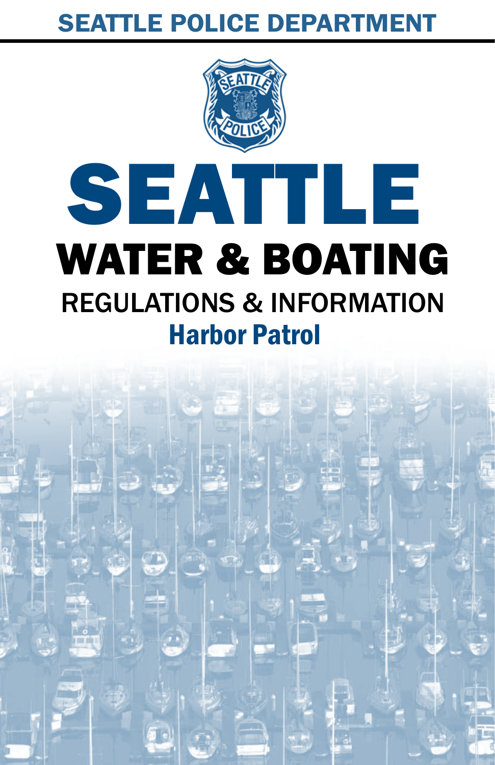SEATTLE POLICE DEPARTMENT

# SEATTLE

## WATER & BOATING

### REGULATIONS & INFORMATION

### Harbor Patrol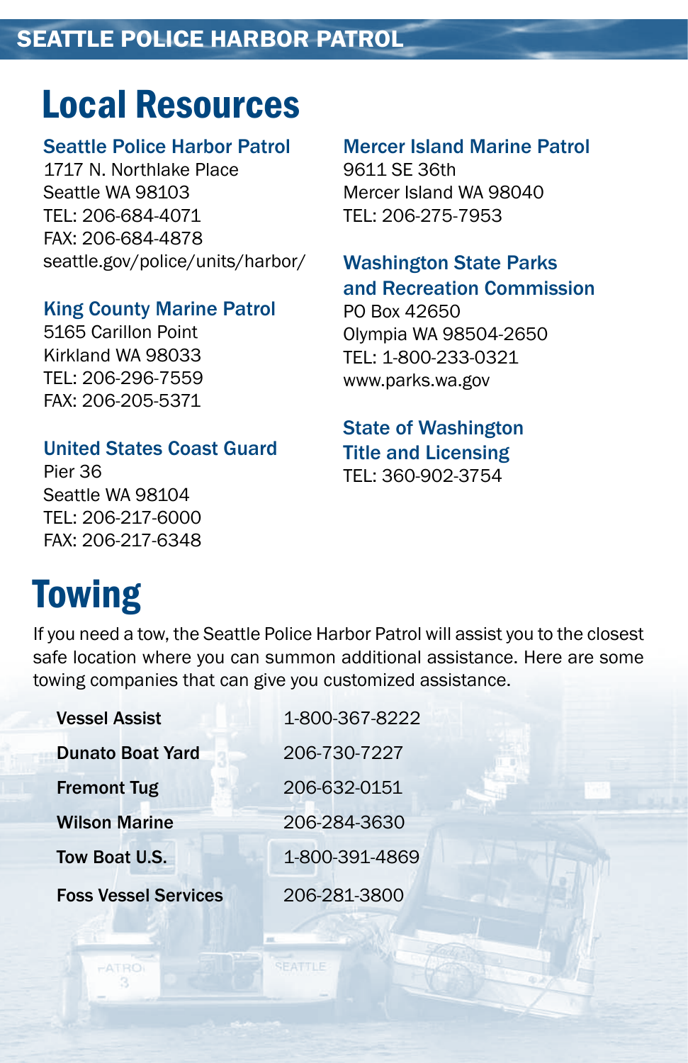# Local Resources

### Seattle Police Harbor Patrol

1717 N. Northlake Place
Seattle WA 98103
TEL: 206-684-4071
FAX: 206-684-4878
seattle.gov/police/units/harbor/

### King County Marine Patrol

5165 Carillon Point
Kirkland WA 98033
TEL: 206-296-7559
FAX: 206-205-5371

### United States Coast Guard

Pier 36
Seattle WA 98104
TEL: 206-217-6000
FAX: 206-217-6348

### Mercer Island Marine Patrol

9611 SE 36th
Mercer Island WA 98040
TEL: 206-275-7953

### Washington State Parks and Recreation Commission

PO Box 42650
Olympia WA 98504-2650
TEL: 1-800-233-0321
www.parks.wa.gov

### State of Washington Title and Licensing

TEL: 360-902-3754

# Towing

If you need a tow, the Seattle Police Harbor Patrol will assist you to the closest safe location where you can summon additional assistance. Here are some towing companies that can give you customized assistance.

| | |
|---|---|
| **Vessel Assist** | 1-800-367-8222 |
| **Dunato Boat Yard** | 206-730-7227 |
| **Fremont Tug** | 206-632-0151 |
| **Wilson Marine** | 206-284-3630 |
| **Tow Boat U.S.** | 1-800-391-4869 |
| **Foss Vessel Services** | 206-281-3800 |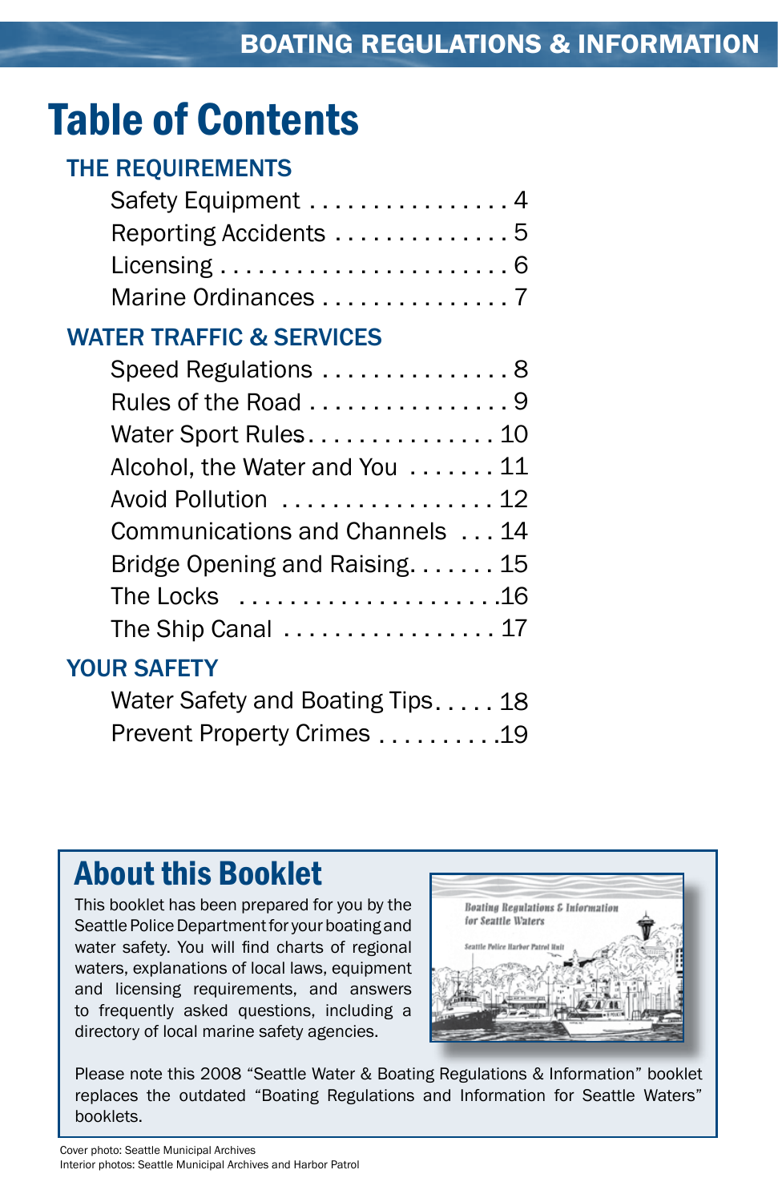# Table of Contents

## THE REQUIREMENTS

- Safety Equipment . . . . . . . . . . . . . . . . 4
- Reporting Accidents . . . . . . . . . . . . . . 5
- Licensing . . . . . . . . . . . . . . . . . . . . . . . 6
- Marine Ordinances . . . . . . . . . . . . . . . 7

## WATER TRAFFIC & SERVICES

- Speed Regulations . . . . . . . . . . . . . . . 8
- Rules of the Road . . . . . . . . . . . . . . . . 9
- Water Sport Rules. . . . . . . . . . . . . . . 10
- Alcohol, the Water and You . . . . . . . 11
- Avoid Pollution . . . . . . . . . . . . . . . . . 12
- Communications and Channels . . . 14
- Bridge Opening and Raising. . . . . . . 15
- The Locks . . . . . . . . . . . . . . . . . . . . .16
- The Ship Canal . . . . . . . . . . . . . . . . . 17

## YOUR SAFETY

- Water Safety and Boating Tips. . . . . 18
- Prevent Property Crimes . . . . . . . . . .19

## About this Booklet

This booklet has been prepared for you by the Seattle Police Department for your boating and water safety. You will find charts of regional waters, explanations of local laws, equipment and licensing requirements, and answers to frequently asked questions, including a directory of local marine safety agencies.

Please note this 2008 “Seattle Water & Boating Regulations & Information” booklet replaces the outdated “Boating Regulations and Information for Seattle Waters” booklets.

Cover photo: Seattle Municipal Archives
Interior photos: Seattle Municipal Archives and Harbor Patrol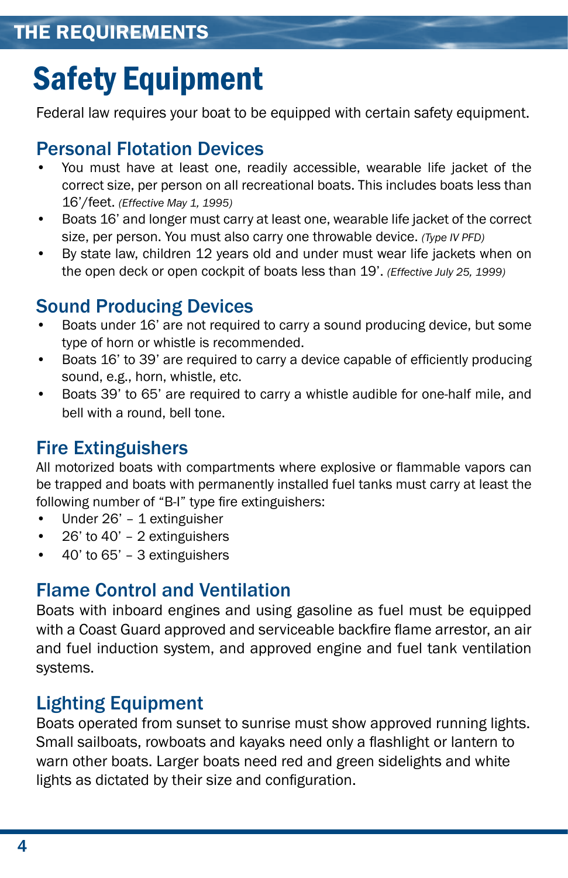# Safety Equipment

Federal law requires your boat to be equipped with certain safety equipment.

## Personal Flotation Devices

- You must have at least one, readily accessible, wearable life jacket of the correct size, per person on all recreational boats. This includes boats less than 16'/feet. *(Effective May 1, 1995)*
- Boats 16' and longer must carry at least one, wearable life jacket of the correct size, per person. You must also carry one throwable device. *(Type IV PFD)*
- By state law, children 12 years old and under must wear life jackets when on the open deck or open cockpit of boats less than 19'. *(Effective July 25, 1999)*

## Sound Producing Devices

- Boats under 16' are not required to carry a sound producing device, but some type of horn or whistle is recommended.
- Boats 16' to 39' are required to carry a device capable of efficiently producing sound, e.g., horn, whistle, etc.
- Boats 39' to 65' are required to carry a whistle audible for one-half mile, and bell with a round, bell tone.

## Fire Extinguishers

All motorized boats with compartments where explosive or flammable vapors can be trapped and boats with permanently installed fuel tanks must carry at least the following number of "B-I" type fire extinguishers:

- Under 26' – 1 extinguisher
- 26' to 40' – 2 extinguishers
- 40' to 65' – 3 extinguishers

## Flame Control and Ventilation

Boats with inboard engines and using gasoline as fuel must be equipped with a Coast Guard approved and serviceable backfire flame arrestor, an air and fuel induction system, and approved engine and fuel tank ventilation systems.

## Lighting Equipment

Boats operated from sunset to sunrise must show approved running lights. Small sailboats, rowboats and kayaks need only a flashlight or lantern to warn other boats. Larger boats need red and green sidelights and white lights as dictated by their size and configuration.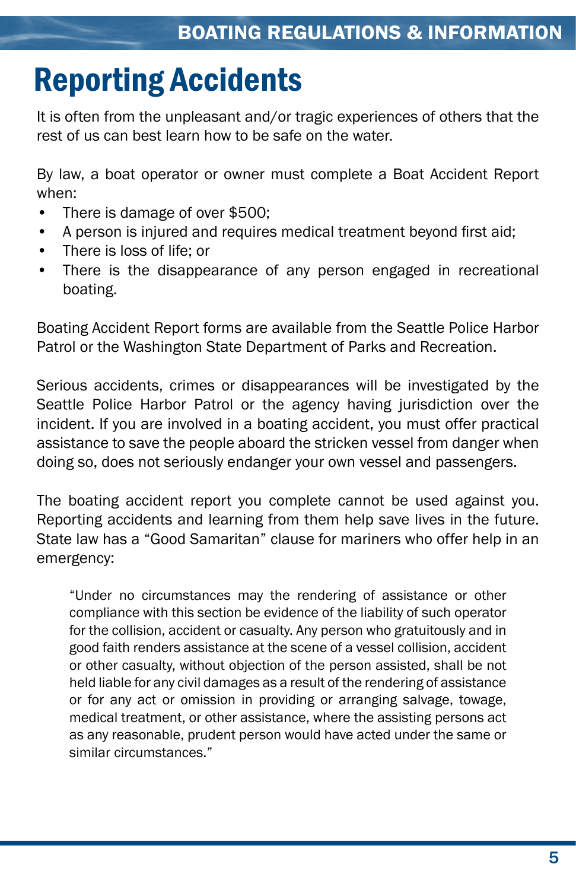# Reporting Accidents

It is often from the unpleasant and/or tragic experiences of others that the rest of us can best learn how to be safe on the water.

By law, a boat operator or owner must complete a Boat Accident Report when:

- There is damage of over $500;
- A person is injured and requires medical treatment beyond first aid;
- There is loss of life; or
- There is the disappearance of any person engaged in recreational boating.

Boating Accident Report forms are available from the Seattle Police Harbor Patrol or the Washington State Department of Parks and Recreation.

Serious accidents, crimes or disappearances will be investigated by the Seattle Police Harbor Patrol or the agency having jurisdiction over the incident. If you are involved in a boating accident, you must offer practical assistance to save the people aboard the stricken vessel from danger when doing so, does not seriously endanger your own vessel and passengers.

The boating accident report you complete cannot be used against you. Reporting accidents and learning from them help save lives in the future. State law has a "Good Samaritan" clause for mariners who offer help in an emergency:

> "Under no circumstances may the rendering of assistance or other compliance with this section be evidence of the liability of such operator for the collision, accident or casualty. Any person who gratuitously and in good faith renders assistance at the scene of a vessel collision, accident or other casualty, without objection of the person assisted, shall be not held liable for any civil damages as a result of the rendering of assistance or for any act or omission in providing or arranging salvage, towage, medical treatment, or other assistance, where the assisting persons act as any reasonable, prudent person would have acted under the same or similar circumstances."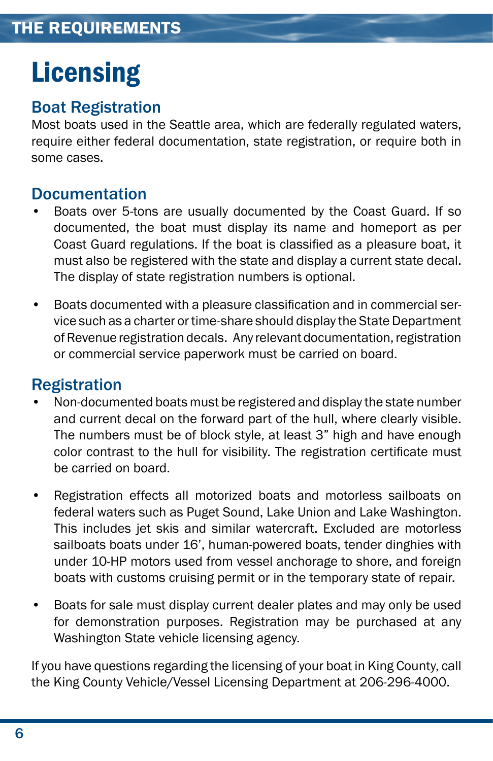# Licensing

## Boat Registration

Most boats used in the Seattle area, which are federally regulated waters, require either federal documentation, state registration, or require both in some cases.

## Documentation

- Boats over 5-tons are usually documented by the Coast Guard. If so documented, the boat must display its name and homeport as per Coast Guard regulations. If the boat is classified as a pleasure boat, it must also be registered with the state and display a current state decal. The display of state registration numbers is optional.

- Boats documented with a pleasure classification and in commercial service such as a charter or time-share should display the State Department of Revenue registration decals. Any relevant documentation, registration or commercial service paperwork must be carried on board.

## Registration

- Non-documented boats must be registered and display the state number and current decal on the forward part of the hull, where clearly visible. The numbers must be of block style, at least 3" high and have enough color contrast to the hull for visibility. The registration certificate must be carried on board.

- Registration effects all motorized boats and motorless sailboats on federal waters such as Puget Sound, Lake Union and Lake Washington. This includes jet skis and similar watercraft. Excluded are motorless sailboats boats under 16', human-powered boats, tender dinghies with under 10-HP motors used from vessel anchorage to shore, and foreign boats with customs cruising permit or in the temporary state of repair.

- Boats for sale must display current dealer plates and may only be used for demonstration purposes. Registration may be purchased at any Washington State vehicle licensing agency.

If you have questions regarding the licensing of your boat in King County, call the King County Vehicle/Vessel Licensing Department at 206-296-4000.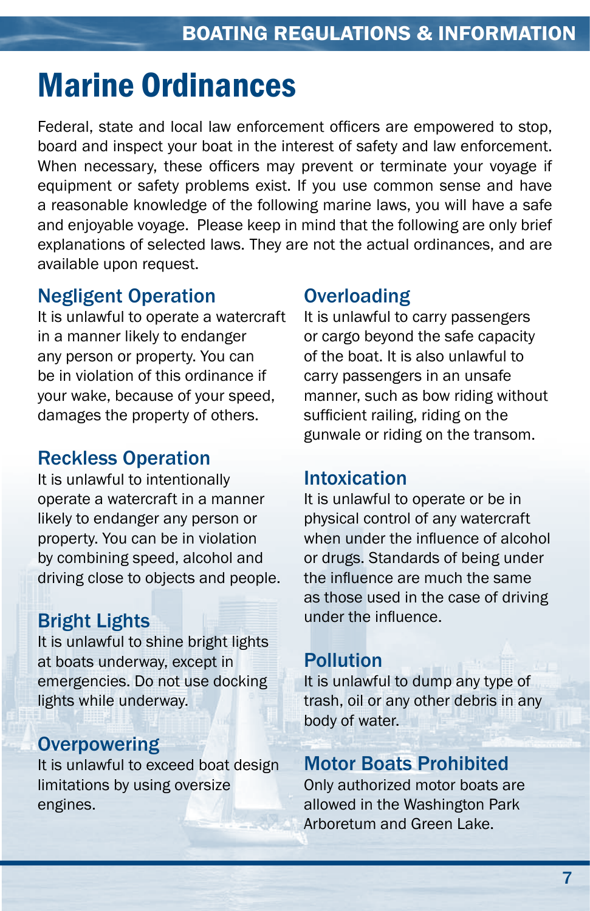# Marine Ordinances

Federal, state and local law enforcement officers are empowered to stop, board and inspect your boat in the interest of safety and law enforcement. When necessary, these officers may prevent or terminate your voyage if equipment or safety problems exist. If you use common sense and have a reasonable knowledge of the following marine laws, you will have a safe and enjoyable voyage. Please keep in mind that the following are only brief explanations of selected laws. They are not the actual ordinances, and are available upon request.

## Negligent Operation

It is unlawful to operate a watercraft in a manner likely to endanger any person or property. You can be in violation of this ordinance if your wake, because of your speed, damages the property of others.

## Reckless Operation

It is unlawful to intentionally operate a watercraft in a manner likely to endanger any person or property. You can be in violation by combining speed, alcohol and driving close to objects and people.

## Bright Lights

It is unlawful to shine bright lights at boats underway, except in emergencies. Do not use docking lights while underway.

## Overpowering

It is unlawful to exceed boat design limitations by using oversize engines.

## Overloading

It is unlawful to carry passengers or cargo beyond the safe capacity of the boat. It is also unlawful to carry passengers in an unsafe manner, such as bow riding without sufficient railing, riding on the gunwale or riding on the transom.

## Intoxication

It is unlawful to operate or be in physical control of any watercraft when under the influence of alcohol or drugs. Standards of being under the influence are much the same as those used in the case of driving under the influence.

## Pollution

It is unlawful to dump any type of trash, oil or any other debris in any body of water.

## Motor Boats Prohibited

Only authorized motor boats are allowed in the Washington Park Arboretum and Green Lake.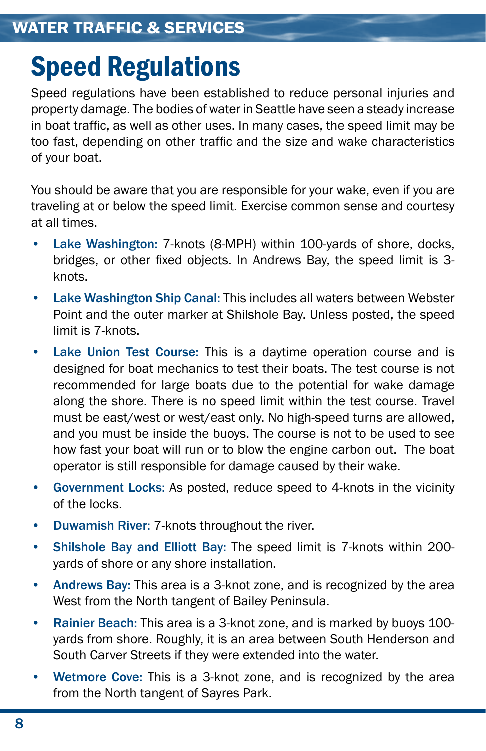# Speed Regulations

Speed regulations have been established to reduce personal injuries and property damage. The bodies of water in Seattle have seen a steady increase in boat traffic, as well as other uses. In many cases, the speed limit may be too fast, depending on other traffic and the size and wake characteristics of your boat.

You should be aware that you are responsible for your wake, even if you are traveling at or below the speed limit. Exercise common sense and courtesy at all times.

- **Lake Washington:** 7-knots (8-MPH) within 100-yards of shore, docks, bridges, or other fixed objects. In Andrews Bay, the speed limit is 3-knots.
- **Lake Washington Ship Canal:** This includes all waters between Webster Point and the outer marker at Shilshole Bay. Unless posted, the speed limit is 7-knots.
- **Lake Union Test Course:** This is a daytime operation course and is designed for boat mechanics to test their boats. The test course is not recommended for large boats due to the potential for wake damage along the shore. There is no speed limit within the test course. Travel must be east/west or west/east only. No high-speed turns are allowed, and you must be inside the buoys. The course is not to be used to see how fast your boat will run or to blow the engine carbon out. The boat operator is still responsible for damage caused by their wake.
- **Government Locks:** As posted, reduce speed to 4-knots in the vicinity of the locks.
- **Duwamish River:** 7-knots throughout the river.
- **Shilshole Bay and Elliott Bay:** The speed limit is 7-knots within 200-yards of shore or any shore installation.
- **Andrews Bay:** This area is a 3-knot zone, and is recognized by the area West from the North tangent of Bailey Peninsula.
- **Rainier Beach:** This area is a 3-knot zone, and is marked by buoys 100-yards from shore. Roughly, it is an area between South Henderson and South Carver Streets if they were extended into the water.
- **Wetmore Cove:** This is a 3-knot zone, and is recognized by the area from the North tangent of Sayres Park.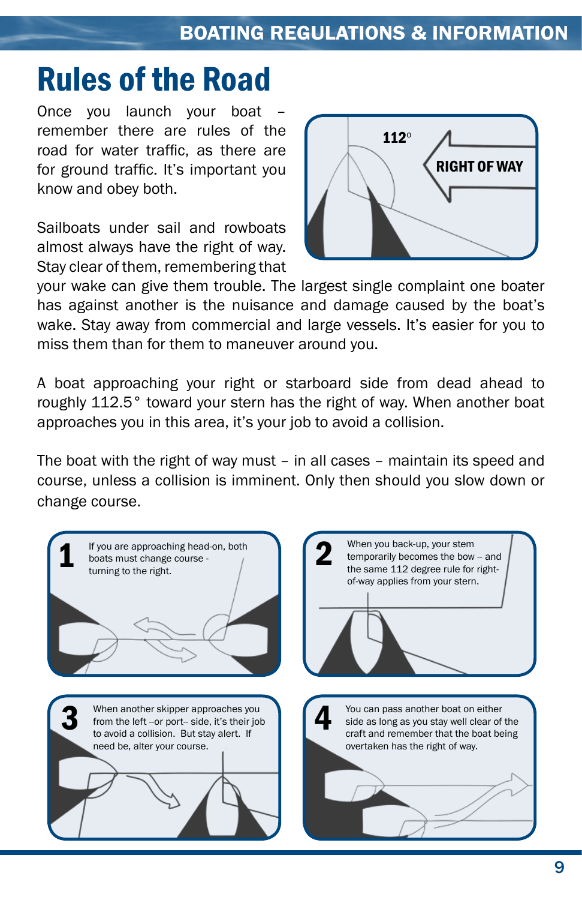# Rules of the Road

Once you launch your boat – remember there are rules of the road for water traffic, as there are for ground traffic. It's important you know and obey both.

Sailboats under sail and rowboats almost always have the right of way. Stay clear of them, remembering that your wake can give them trouble. The largest single complaint one boater has against another is the nuisance and damage caused by the boat's wake. Stay away from commercial and large vessels. It's easier for you to miss them than for them to maneuver around you.

112°

RIGHT OF WAY

A boat approaching your right or starboard side from dead ahead to roughly 112.5° toward your stern has the right of way. When another boat approaches you in this area, it's your job to avoid a collision.

The boat with the right of way must – in all cases – maintain its speed and course, unless a collision is imminent. Only then should you slow down or change course.

**1** If you are approaching head-on, both boats must change course - turning to the right.

**2** When you back-up, your stem temporarily becomes the bow -- and the same 112 degree rule for right-of-way applies from your stern.

**3** When another skipper approaches you from the left --or port-- side, it's their job to avoid a collision. But stay alert. If need be, alter your course.

**4** You can pass another boat on either side as long as you stay well clear of the craft and remember that the boat being overtaken has the right of way.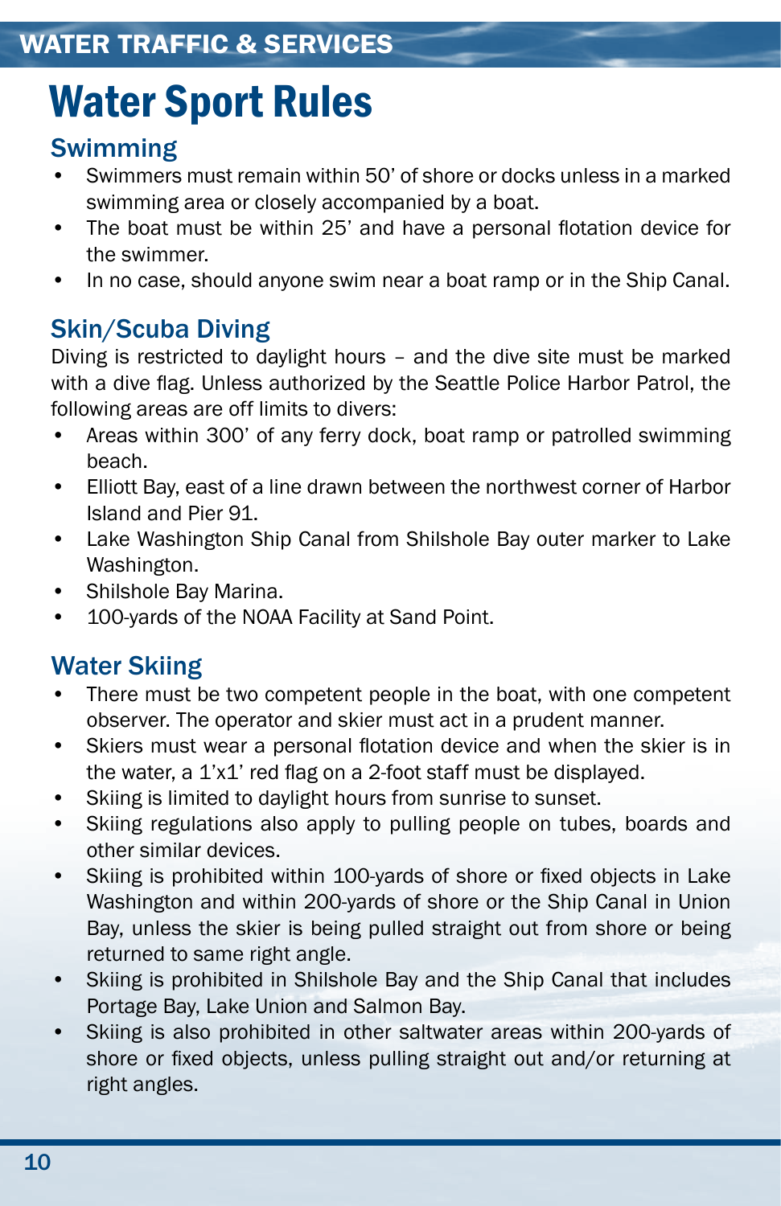# Water Sport Rules

## Swimming

- Swimmers must remain within 50' of shore or docks unless in a marked swimming area or closely accompanied by a boat.
- The boat must be within 25' and have a personal flotation device for the swimmer.
- In no case, should anyone swim near a boat ramp or in the Ship Canal.

## Skin/Scuba Diving

Diving is restricted to daylight hours – and the dive site must be marked with a dive flag. Unless authorized by the Seattle Police Harbor Patrol, the following areas are off limits to divers:

- Areas within 300' of any ferry dock, boat ramp or patrolled swimming beach.
- Elliott Bay, east of a line drawn between the northwest corner of Harbor Island and Pier 91.
- Lake Washington Ship Canal from Shilshole Bay outer marker to Lake Washington.
- Shilshole Bay Marina.
- 100-yards of the NOAA Facility at Sand Point.

## Water Skiing

- There must be two competent people in the boat, with one competent observer. The operator and skier must act in a prudent manner.
- Skiers must wear a personal flotation device and when the skier is in the water, a 1'x1' red flag on a 2-foot staff must be displayed.
- Skiing is limited to daylight hours from sunrise to sunset.
- Skiing regulations also apply to pulling people on tubes, boards and other similar devices.
- Skiing is prohibited within 100-yards of shore or fixed objects in Lake Washington and within 200-yards of shore or the Ship Canal in Union Bay, unless the skier is being pulled straight out from shore or being returned to same right angle.
- Skiing is prohibited in Shilshole Bay and the Ship Canal that includes Portage Bay, Lake Union and Salmon Bay.
- Skiing is also prohibited in other saltwater areas within 200-yards of shore or fixed objects, unless pulling straight out and/or returning at right angles.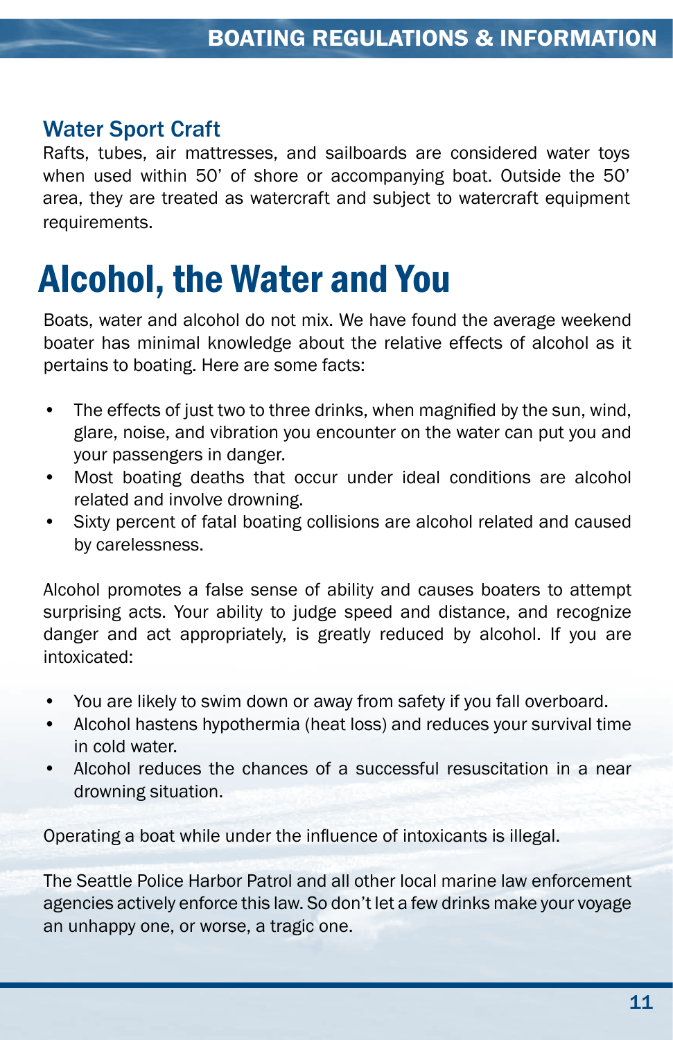## Water Sport Craft

Rafts, tubes, air mattresses, and sailboards are considered water toys when used within 50' of shore or accompanying boat. Outside the 50' area, they are treated as watercraft and subject to watercraft equipment requirements.

# Alcohol, the Water and You

Boats, water and alcohol do not mix. We have found the average weekend boater has minimal knowledge about the relative effects of alcohol as it pertains to boating. Here are some facts:

- The effects of just two to three drinks, when magnified by the sun, wind, glare, noise, and vibration you encounter on the water can put you and your passengers in danger.
- Most boating deaths that occur under ideal conditions are alcohol related and involve drowning.
- Sixty percent of fatal boating collisions are alcohol related and caused by carelessness.

Alcohol promotes a false sense of ability and causes boaters to attempt surprising acts. Your ability to judge speed and distance, and recognize danger and act appropriately, is greatly reduced by alcohol. If you are intoxicated:

- You are likely to swim down or away from safety if you fall overboard.
- Alcohol hastens hypothermia (heat loss) and reduces your survival time in cold water.
- Alcohol reduces the chances of a successful resuscitation in a near drowning situation.

Operating a boat while under the influence of intoxicants is illegal.

The Seattle Police Harbor Patrol and all other local marine law enforcement agencies actively enforce this law. So don't let a few drinks make your voyage an unhappy one, or worse, a tragic one.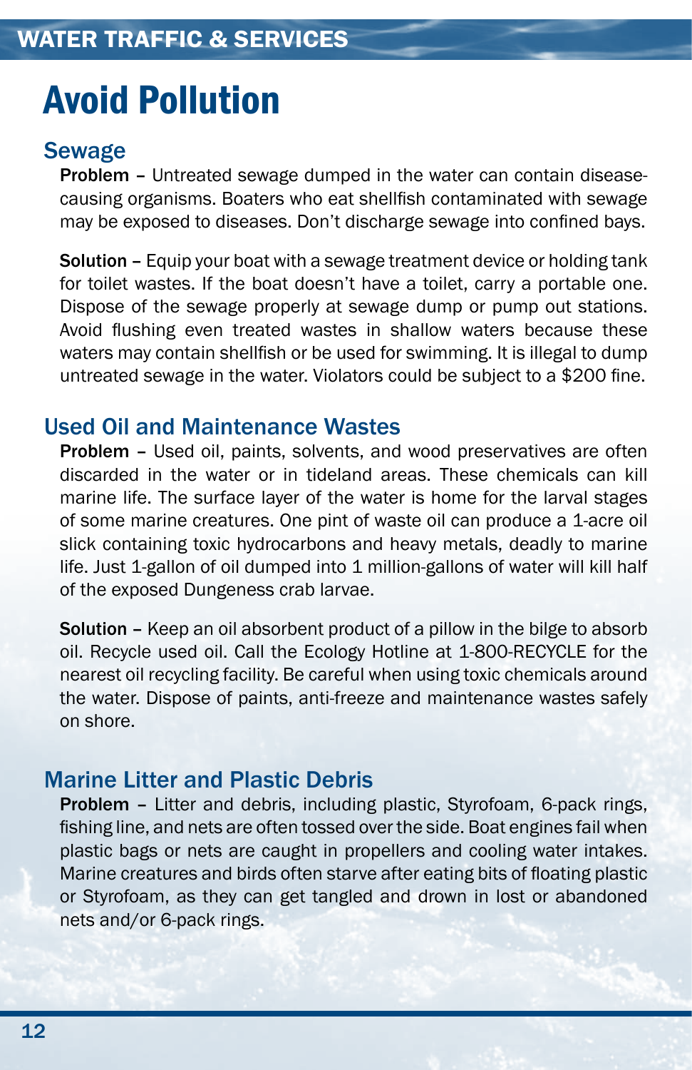# Avoid Pollution

## Sewage

**Problem** – Untreated sewage dumped in the water can contain disease-causing organisms. Boaters who eat shellfish contaminated with sewage may be exposed to diseases. Don't discharge sewage into confined bays.

**Solution** – Equip your boat with a sewage treatment device or holding tank for toilet wastes. If the boat doesn't have a toilet, carry a portable one. Dispose of the sewage properly at sewage dump or pump out stations. Avoid flushing even treated wastes in shallow waters because these waters may contain shellfish or be used for swimming. It is illegal to dump untreated sewage in the water. Violators could be subject to a $200 fine.

## Used Oil and Maintenance Wastes

**Problem** – Used oil, paints, solvents, and wood preservatives are often discarded in the water or in tideland areas. These chemicals can kill marine life. The surface layer of the water is home for the larval stages of some marine creatures. One pint of waste oil can produce a 1-acre oil slick containing toxic hydrocarbons and heavy metals, deadly to marine life. Just 1-gallon of oil dumped into 1 million-gallons of water will kill half of the exposed Dungeness crab larvae.

**Solution** – Keep an oil absorbent product of a pillow in the bilge to absorb oil. Recycle used oil. Call the Ecology Hotline at 1-800-RECYCLE for the nearest oil recycling facility. Be careful when using toxic chemicals around the water. Dispose of paints, anti-freeze and maintenance wastes safely on shore.

## Marine Litter and Plastic Debris

**Problem** – Litter and debris, including plastic, Styrofoam, 6-pack rings, fishing line, and nets are often tossed over the side. Boat engines fail when plastic bags or nets are caught in propellers and cooling water intakes. Marine creatures and birds often starve after eating bits of floating plastic or Styrofoam, as they can get tangled and drown in lost or abandoned nets and/or 6-pack rings.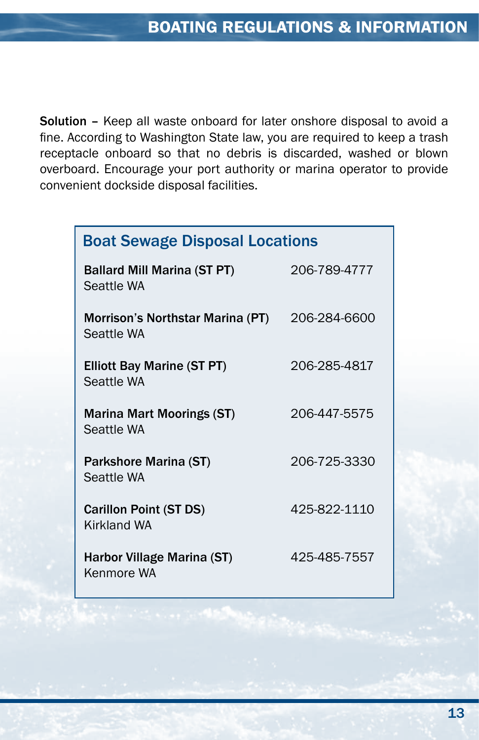**Solution** – Keep all waste onboard for later onshore disposal to avoid a fine. According to Washington State law, you are required to keep a trash receptacle onboard so that no debris is discarded, washed or blown overboard. Encourage your port authority or marina operator to provide convenient dockside disposal facilities.

## Boat Sewage Disposal Locations

| Location | Phone |
|---|---|
| **Ballard Mill Marina (ST PT)**<br>Seattle WA | 206-789-4777 |
| **Morrison's Northstar Marina (PT)**<br>Seattle WA | 206-284-6600 |
| **Elliott Bay Marine (ST PT)**<br>Seattle WA | 206-285-4817 |
| **Marina Mart Moorings (ST)**<br>Seattle WA | 206-447-5575 |
| **Parkshore Marina (ST)**<br>Seattle WA | 206-725-3330 |
| **Carillon Point (ST DS)**<br>Kirkland WA | 425-822-1110 |
| **Harbor Village Marina (ST)**<br>Kenmore WA | 425-485-7557 |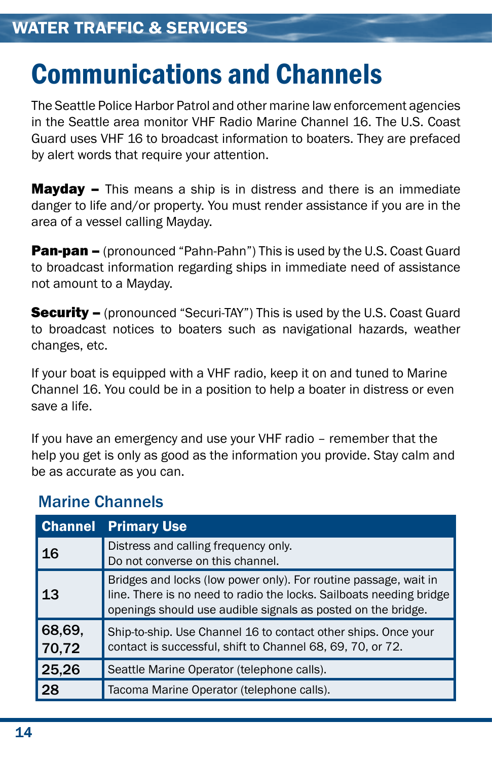# Communications and Channels

The Seattle Police Harbor Patrol and other marine law enforcement agencies in the Seattle area monitor VHF Radio Marine Channel 16. The U.S. Coast Guard uses VHF 16 to broadcast information to boaters. They are prefaced by alert words that require your attention.

**Mayday –** This means a ship is in distress and there is an immediate danger to life and/or property. You must render assistance if you are in the area of a vessel calling Mayday.

**Pan-pan –** (pronounced "Pahn-Pahn") This is used by the U.S. Coast Guard to broadcast information regarding ships in immediate need of assistance not amount to a Mayday.

**Security –** (pronounced "Securi-TAY") This is used by the U.S. Coast Guard to broadcast notices to boaters such as navigational hazards, weather changes, etc.

If your boat is equipped with a VHF radio, keep it on and tuned to Marine Channel 16. You could be in a position to help a boater in distress or even save a life.

If you have an emergency and use your VHF radio – remember that the help you get is only as good as the information you provide. Stay calm and be as accurate as you can.

## Marine Channels

| Channel | Primary Use |
|---|---|
| 16 | Distress and calling frequency only. Do not converse on this channel. |
| 13 | Bridges and locks (low power only). For routine passage, wait in line. There is no need to radio the locks. Sailboats needing bridge openings should use audible signals as posted on the bridge. |
| 68,69, 70,72 | Ship-to-ship. Use Channel 16 to contact other ships. Once your contact is successful, shift to Channel 68, 69, 70, or 72. |
| 25,26 | Seattle Marine Operator (telephone calls). |
| 28 | Tacoma Marine Operator (telephone calls). |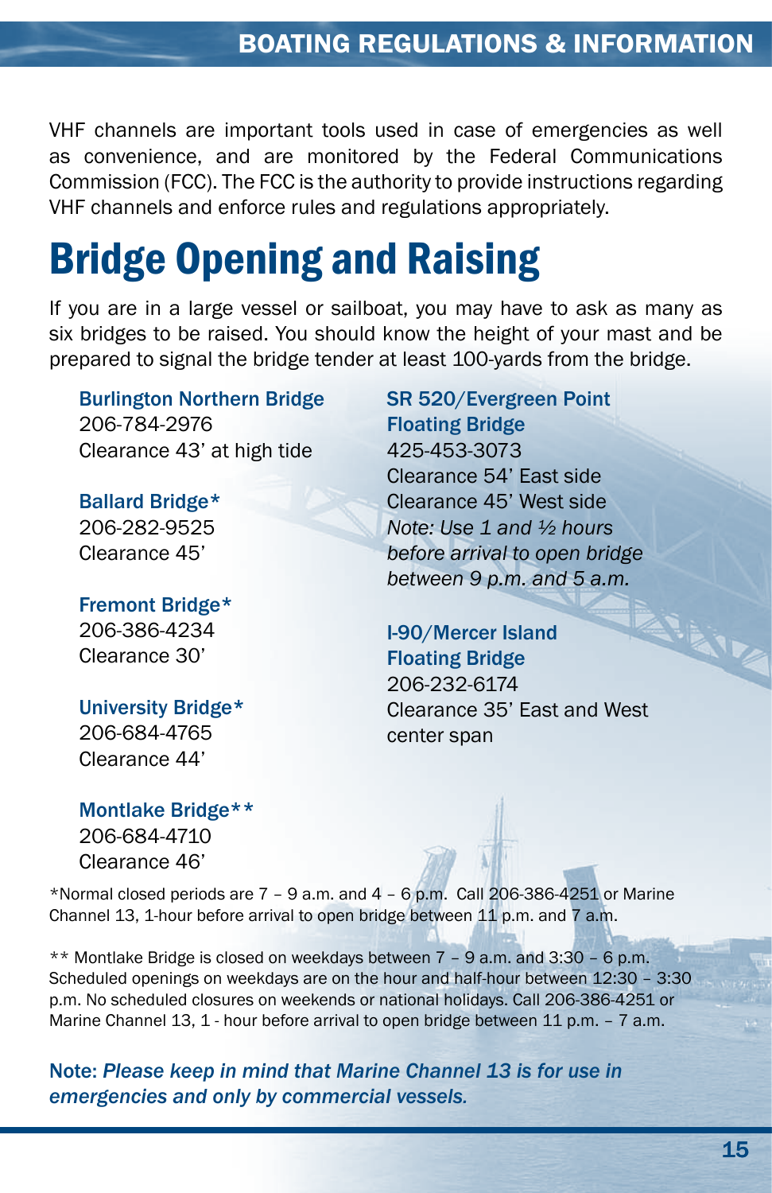VHF channels are important tools used in case of emergencies as well as convenience, and are monitored by the Federal Communications Commission (FCC). The FCC is the authority to provide instructions regarding VHF channels and enforce rules and regulations appropriately.

# Bridge Opening and Raising

If you are in a large vessel or sailboat, you may have to ask as many as six bridges to be raised. You should know the height of your mast and be prepared to signal the bridge tender at least 100-yards from the bridge.

**Burlington Northern Bridge**
206-784-2976
Clearance 43' at high tide

**Ballard Bridge***
206-282-9525
Clearance 45'

**Fremont Bridge***
206-386-4234
Clearance 30'

**University Bridge***
206-684-4765
Clearance 44'

**Montlake Bridge****
206-684-4710
Clearance 46'

**SR 520/Evergreen Point Floating Bridge**
425-453-3073
Clearance 54' East side
Clearance 45' West side
*Note: Use 1 and ½ hours before arrival to open bridge between 9 p.m. and 5 a.m.*

**I-90/Mercer Island Floating Bridge**
206-232-6174
Clearance 35' East and West center span

*Normal closed periods are 7 – 9 a.m. and 4 – 6 p.m. Call 206-386-4251 or Marine Channel 13, 1-hour before arrival to open bridge between 11 p.m. and 7 a.m.

** Montlake Bridge is closed on weekdays between 7 – 9 a.m. and 3:30 – 6 p.m. Scheduled openings on weekdays are on the hour and half-hour between 12:30 – 3:30 p.m. No scheduled closures on weekends or national holidays. Call 206-386-4251 or Marine Channel 13, 1 - hour before arrival to open bridge between 11 p.m. – 7 a.m.

**Note:** ***Please keep in mind that Marine Channel 13 is for use in emergencies and only by commercial vessels.***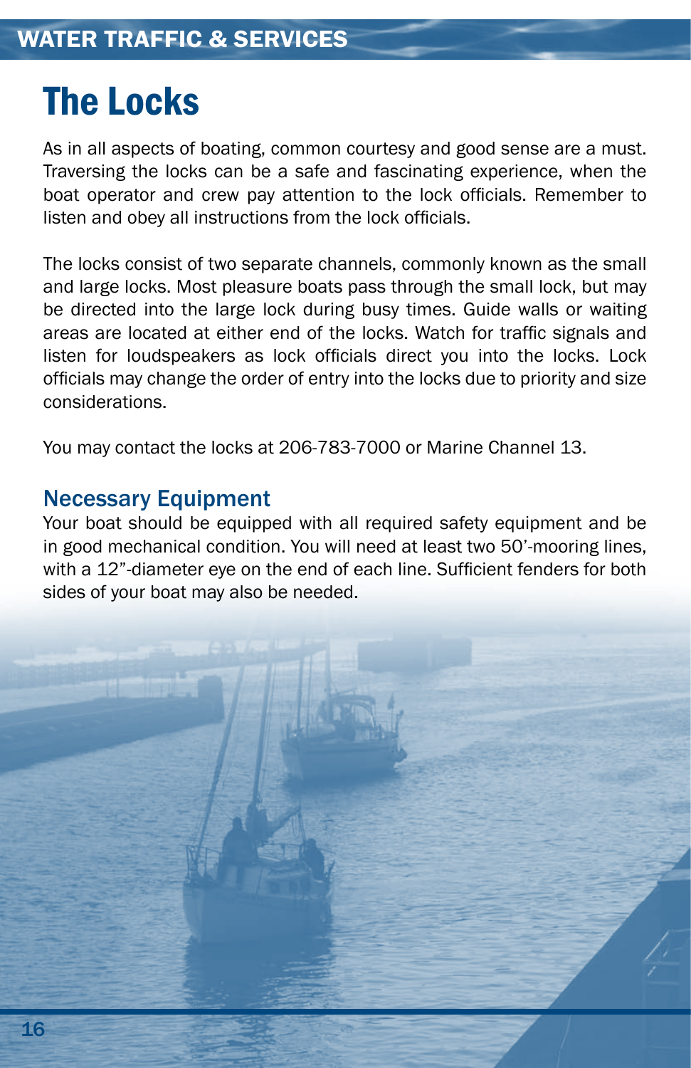# The Locks

As in all aspects of boating, common courtesy and good sense are a must. Traversing the locks can be a safe and fascinating experience, when the boat operator and crew pay attention to the lock officials. Remember to listen and obey all instructions from the lock officials.

The locks consist of two separate channels, commonly known as the small and large locks. Most pleasure boats pass through the small lock, but may be directed into the large lock during busy times. Guide walls or waiting areas are located at either end of the locks. Watch for traffic signals and listen for loudspeakers as lock officials direct you into the locks. Lock officials may change the order of entry into the locks due to priority and size considerations.

You may contact the locks at 206-783-7000 or Marine Channel 13.

## Necessary Equipment

Your boat should be equipped with all required safety equipment and be in good mechanical condition. You will need at least two 50'-mooring lines, with a 12"-diameter eye on the end of each line. Sufficient fenders for both sides of your boat may also be needed.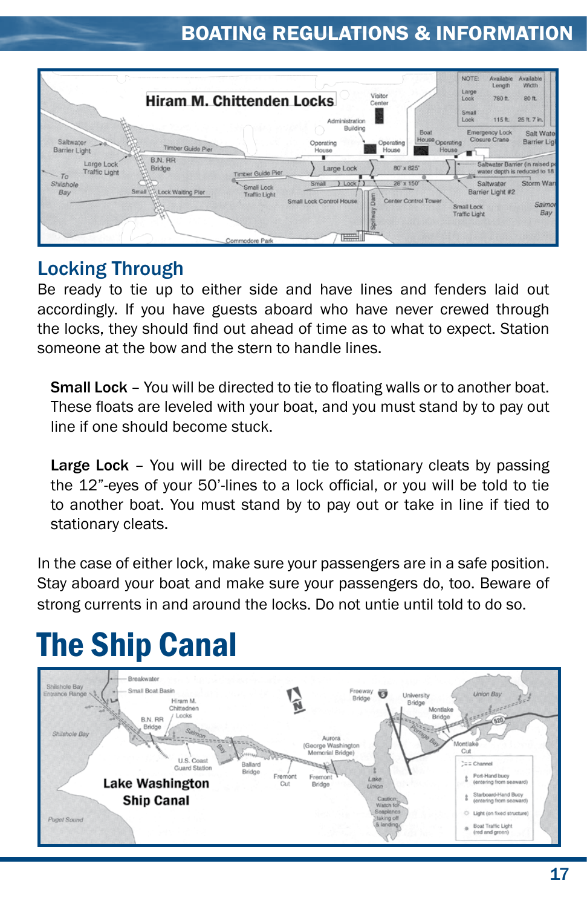## Locking Through

Be ready to tie up to either side and have lines and fenders laid out accordingly. If you have guests aboard who have never crewed through the locks, they should find out ahead of time as to what to expect. Station someone at the bow and the stern to handle lines.

**Small Lock** – You will be directed to tie to floating walls or to another boat. These floats are leveled with your boat, and you must stand by to pay out line if one should become stuck.

**Large Lock** – You will be directed to tie to stationary cleats by passing the 12"-eyes of your 50'-lines to a lock official, or you will be told to tie to another boat. You must stand by to pay out or take in line if tied to stationary cleats.

In the case of either lock, make sure your passengers are in a safe position. Stay aboard your boat and make sure your passengers do, too. Beware of strong currents in and around the locks. Do not untie until told to do so.

# The Ship Canal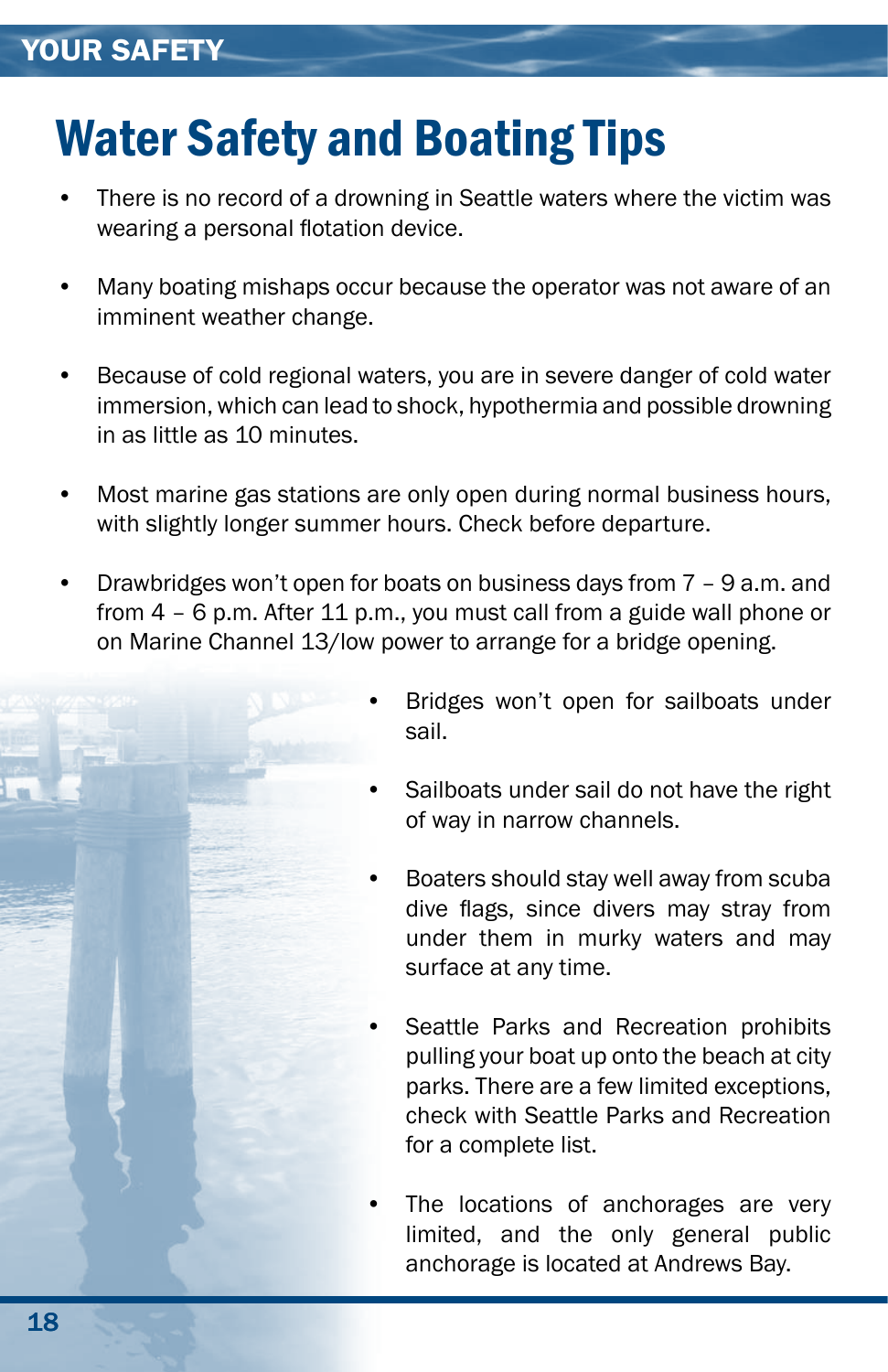# Water Safety and Boating Tips

- There is no record of a drowning in Seattle waters where the victim was wearing a personal flotation device.
- Many boating mishaps occur because the operator was not aware of an imminent weather change.
- Because of cold regional waters, you are in severe danger of cold water immersion, which can lead to shock, hypothermia and possible drowning in as little as 10 minutes.
- Most marine gas stations are only open during normal business hours, with slightly longer summer hours. Check before departure.
- Drawbridges won't open for boats on business days from 7 – 9 a.m. and from 4 – 6 p.m. After 11 p.m., you must call from a guide wall phone or on Marine Channel 13/low power to arrange for a bridge opening.
- Bridges won't open for sailboats under sail.
- Sailboats under sail do not have the right of way in narrow channels.
- Boaters should stay well away from scuba dive flags, since divers may stray from under them in murky waters and may surface at any time.
- Seattle Parks and Recreation prohibits pulling your boat up onto the beach at city parks. There are a few limited exceptions, check with Seattle Parks and Recreation for a complete list.
- The locations of anchorages are very limited, and the only general public anchorage is located at Andrews Bay.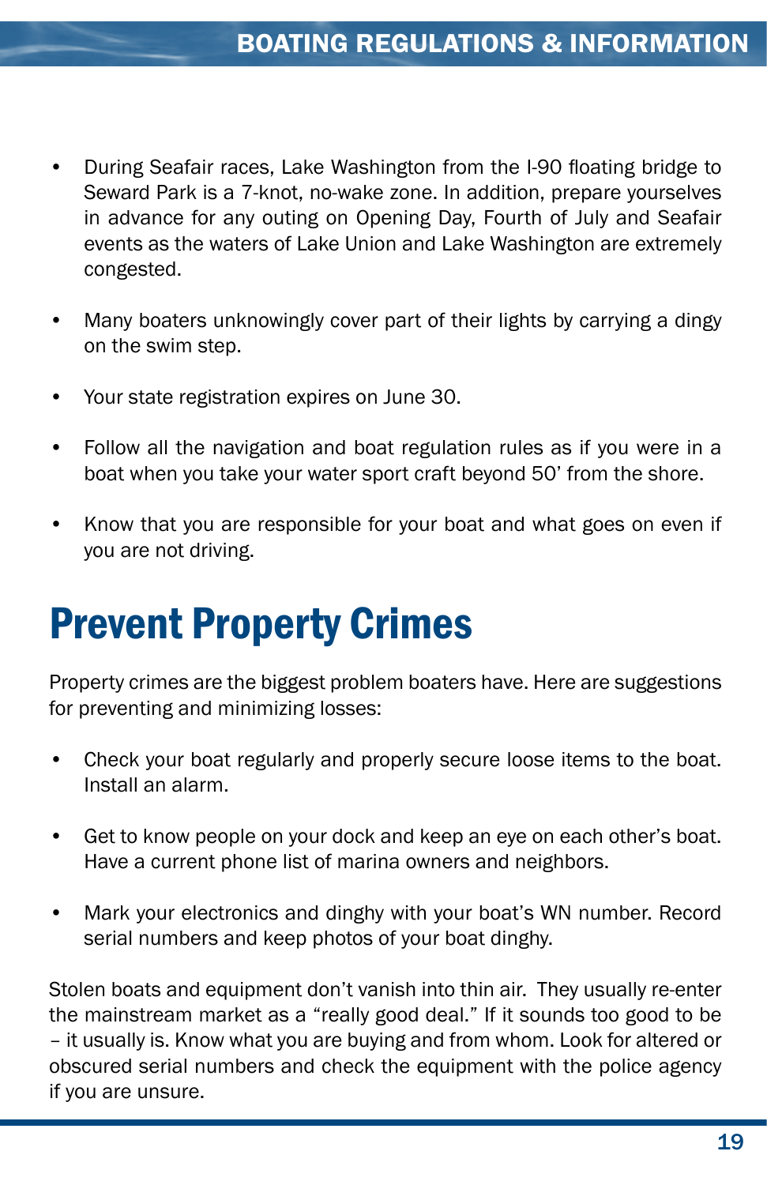- During Seafair races, Lake Washington from the I-90 floating bridge to Seward Park is a 7-knot, no-wake zone. In addition, prepare yourselves in advance for any outing on Opening Day, Fourth of July and Seafair events as the waters of Lake Union and Lake Washington are extremely congested.
- Many boaters unknowingly cover part of their lights by carrying a dingy on the swim step.
- Your state registration expires on June 30.
- Follow all the navigation and boat regulation rules as if you were in a boat when you take your water sport craft beyond 50' from the shore.
- Know that you are responsible for your boat and what goes on even if you are not driving.

# Prevent Property Crimes

Property crimes are the biggest problem boaters have. Here are suggestions for preventing and minimizing losses:

- Check your boat regularly and properly secure loose items to the boat. Install an alarm.
- Get to know people on your dock and keep an eye on each other's boat. Have a current phone list of marina owners and neighbors.
- Mark your electronics and dinghy with your boat's WN number. Record serial numbers and keep photos of your boat dinghy.

Stolen boats and equipment don't vanish into thin air. They usually re-enter the mainstream market as a "really good deal." If it sounds too good to be – it usually is. Know what you are buying and from whom. Look for altered or obscured serial numbers and check the equipment with the police agency if you are unsure.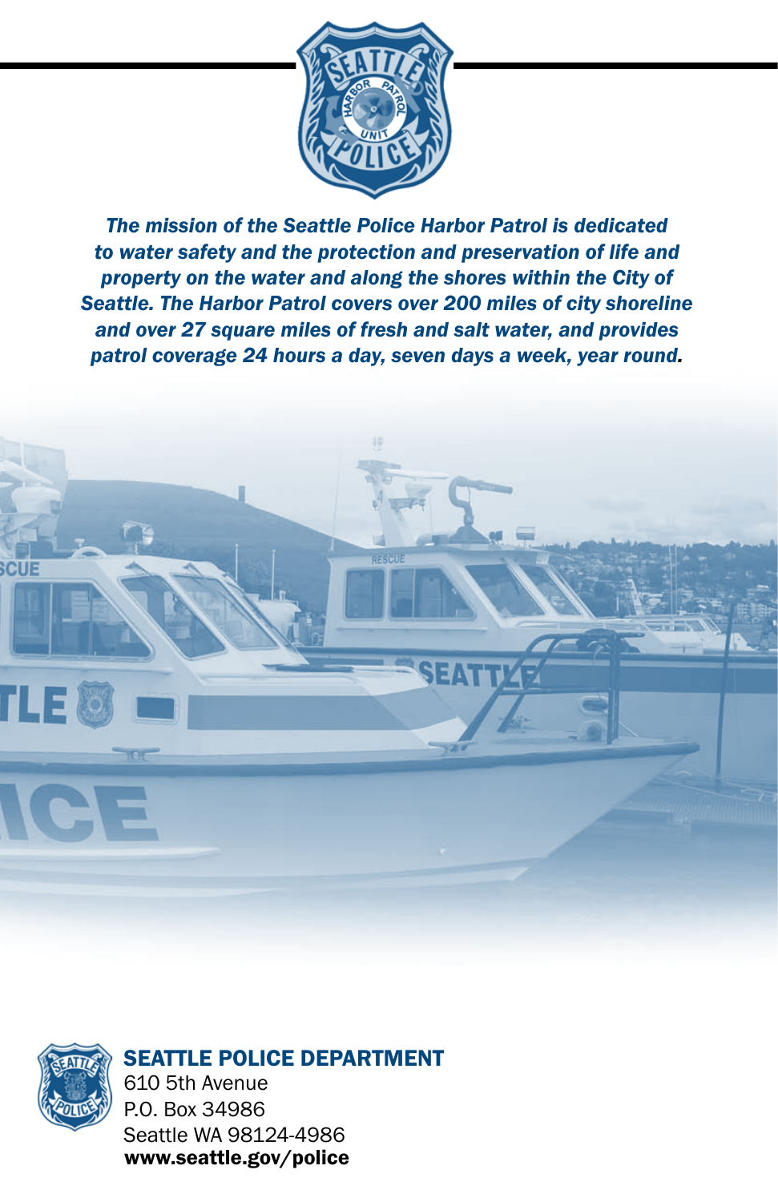*The mission of the Seattle Police Harbor Patrol is dedicated to water safety and the protection and preservation of life and property on the water and along the shores within the City of Seattle. The Harbor Patrol covers over 200 miles of city shoreline and over 27 square miles of fresh and salt water, and provides patrol coverage 24 hours a day, seven days a week, year round.*

**SEATTLE POLICE DEPARTMENT**
610 5th Avenue
P.O. Box 34986
Seattle WA 98124-4986
**www.seattle.gov/police**